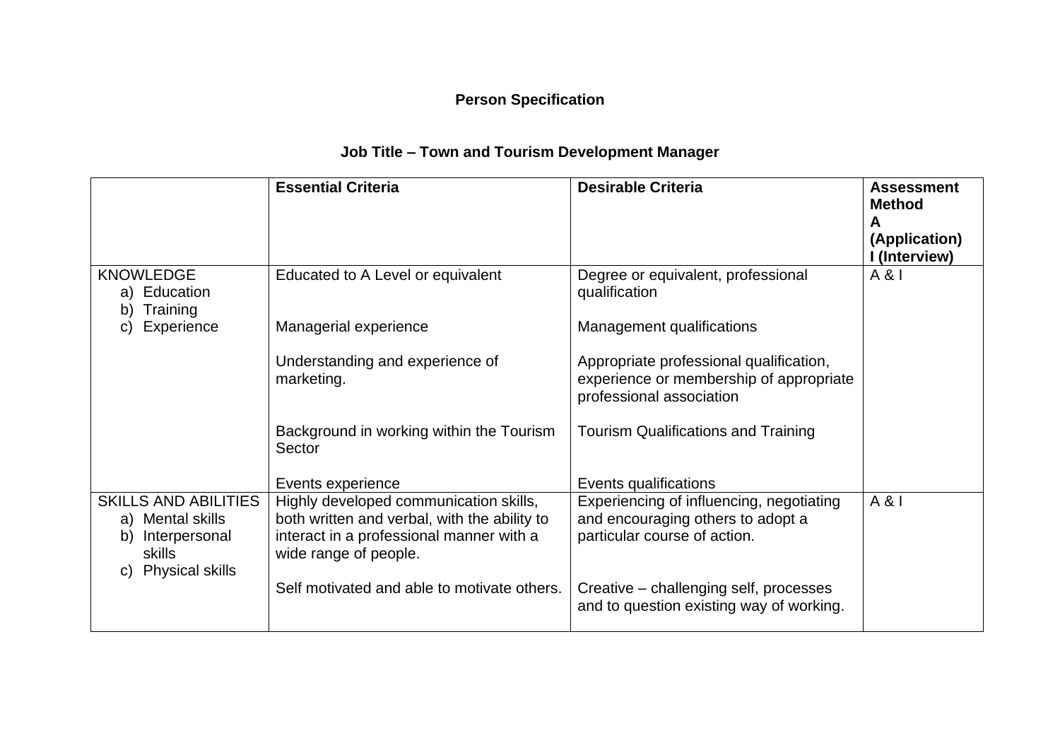# Person Specification

## Job Title – Town and Tourism Development Manager

| | **Essential Criteria** | **Desirable Criteria** | **Assessment Method A (Application) I (Interview)** |
|---|---|---|---|
| KNOWLEDGE<br>a) Education<br>b) Training<br>c) Experience | Educated to A Level or equivalent<br><br>Managerial experience<br><br>Understanding and experience of marketing.<br><br>Background in working within the Tourism Sector<br><br>Events experience | Degree or equivalent, professional qualification<br><br>Management qualifications<br><br>Appropriate professional qualification, experience or membership of appropriate professional association<br><br>Tourism Qualifications and Training<br><br>Events qualifications | A & I |
| SKILLS AND ABILITIES<br>a) Mental skills<br>b) Interpersonal skills<br>c) Physical skills | Highly developed communication skills, both written and verbal, with the ability to interact in a professional manner with a wide range of people.<br><br>Self motivated and able to motivate others. | Experiencing of influencing, negotiating and encouraging others to adopt a particular course of action.<br><br>Creative – challenging self, processes and to question existing way of working. | A & I |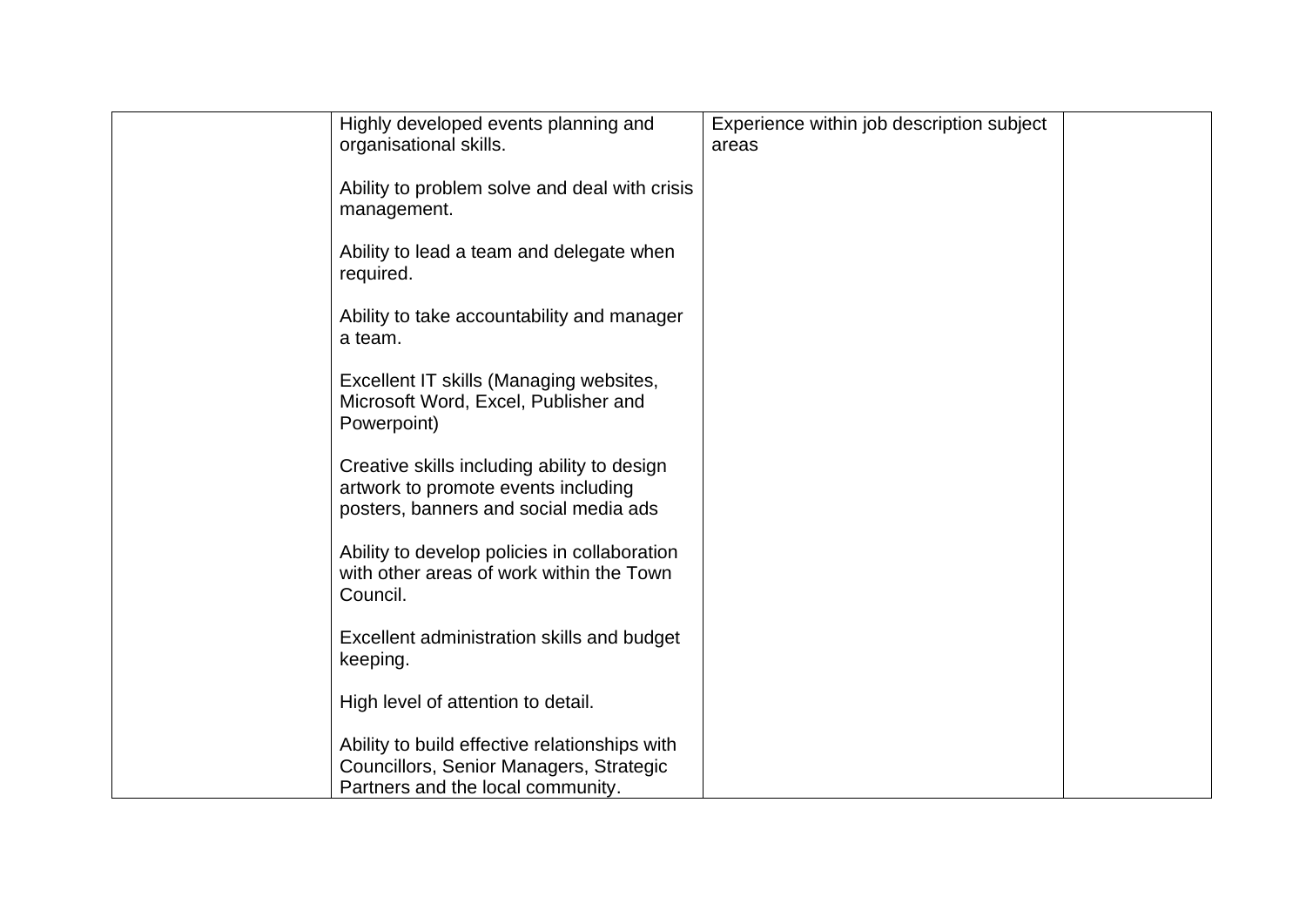| | | | |
|---|---|---|---|
| | Highly developed events planning and organisational skills.<br><br>Ability to problem solve and deal with crisis management.<br><br>Ability to lead a team and delegate when required.<br><br>Ability to take accountability and manager a team.<br><br>Excellent IT skills (Managing websites, Microsoft Word, Excel, Publisher and Powerpoint)<br><br>Creative skills including ability to design artwork to promote events including posters, banners and social media ads<br><br>Ability to develop policies in collaboration with other areas of work within the Town Council.<br><br>Excellent administration skills and budget keeping.<br><br>High level of attention to detail.<br><br>Ability to build effective relationships with Councillors, Senior Managers, Strategic Partners and the local community. | Experience within job description subject areas | |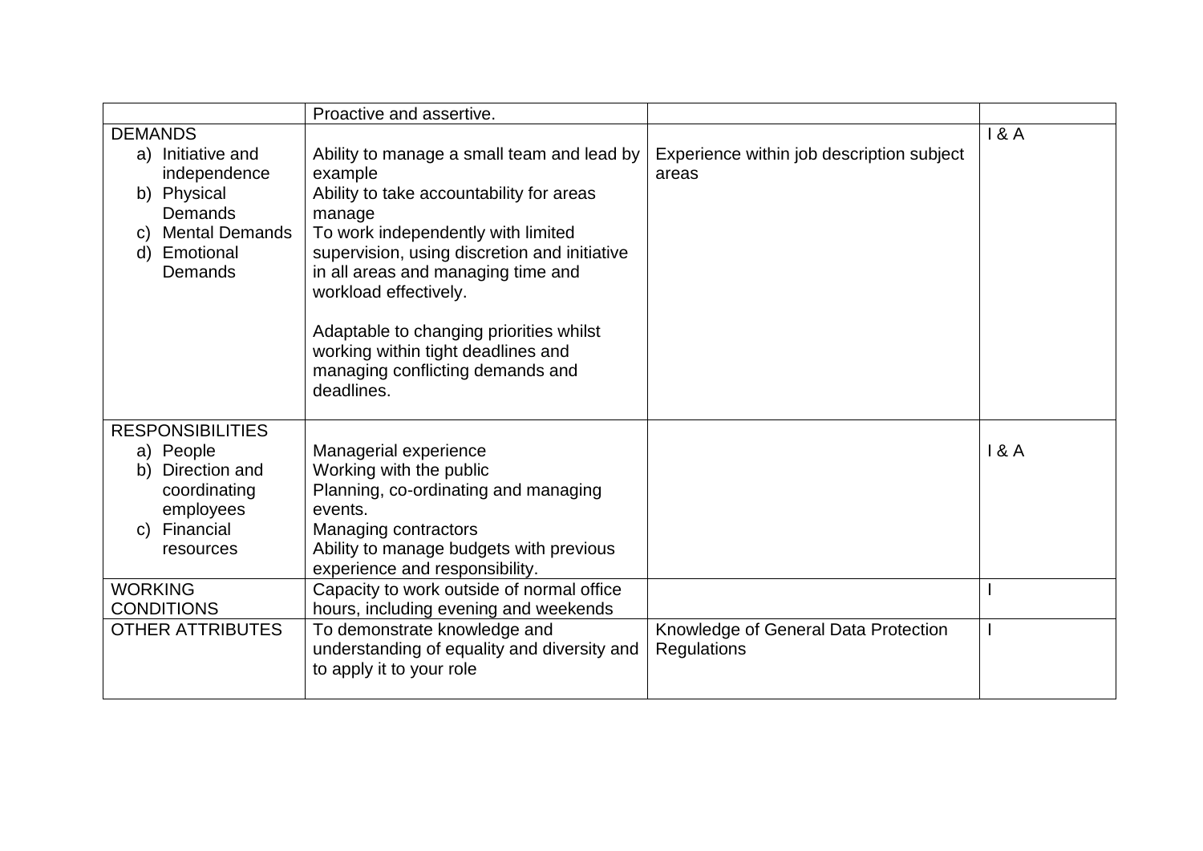| | | | |
|---|---|---|---|
| | Proactive and assertive. | | |
| DEMANDS<br>a) Initiative and independence<br>b) Physical Demands<br>c) Mental Demands<br>d) Emotional Demands | Ability to manage a small team and lead by example<br>Ability to take accountability for areas manage<br>To work independently with limited supervision, using discretion and initiative in all areas and managing time and workload effectively.<br><br>Adaptable to changing priorities whilst working within tight deadlines and managing conflicting demands and deadlines. | Experience within job description subject areas | I & A |
| RESPONSIBILITIES<br>a) People<br>b) Direction and coordinating employees<br>c) Financial resources | Managerial experience<br>Working with the public<br>Planning, co-ordinating and managing events.<br>Managing contractors<br>Ability to manage budgets with previous experience and responsibility. | | I & A |
| WORKING CONDITIONS | Capacity to work outside of normal office hours, including evening and weekends | | I |
| OTHER ATTRIBUTES | To demonstrate knowledge and understanding of equality and diversity and to apply it to your role | Knowledge of General Data Protection Regulations | I |